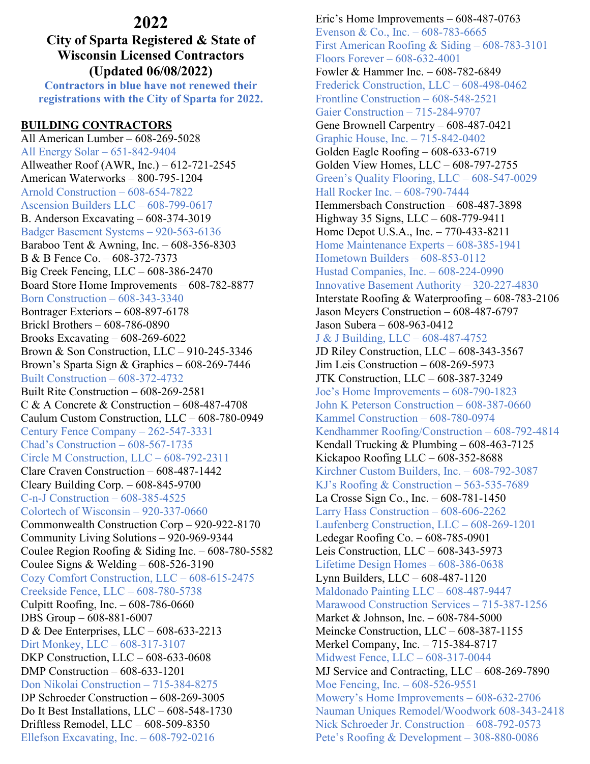# 2022

## City of Sparta Registered & State of Wisconsin Licensed Contractors (Updated 06/08/2022)

**Contractors in blue have not renewed their registrations with the City of Sparta for 2022.**

**BUILDING CONTRACTORS**

All American Lumber – 608-269-5028
All Energy Solar – 651-842-9404
Allweather Roof (AWR, Inc.) – 612-721-2545
American Waterworks – 800-795-1204
Arnold Construction – 608-654-7822
Ascension Builders LLC – 608-799-0617
B. Anderson Excavating – 608-374-3019
Badger Basement Systems – 920-563-6136
Baraboo Tent & Awning, Inc. – 608-356-8303
B & B Fence Co. – 608-372-7373
Big Creek Fencing, LLC – 608-386-2470
Board Store Home Improvements – 608-782-8877
Born Construction – 608-343-3340
Bontrager Exteriors – 608-897-6178
Brickl Brothers – 608-786-0890
Brooks Excavating – 608-269-6022
Brown & Son Construction, LLC – 910-245-3346
Brown's Sparta Sign & Graphics – 608-269-7446
Built Construction – 608-372-4732
Built Rite Construction – 608-269-2581
C & A Concrete & Construction – 608-487-4708
Caulum Custom Construction, LLC – 608-780-0949
Century Fence Company – 262-547-3331
Chad's Construction – 608-567-1735
Circle M Construction, LLC – 608-792-2311
Clare Craven Construction – 608-487-1442
Cleary Building Corp. – 608-845-9700
C-n-J Construction – 608-385-4525
Colortech of Wisconsin – 920-337-0660
Commonwealth Construction Corp – 920-922-8170
Community Living Solutions – 920-969-9344
Coulee Region Roofing & Siding Inc. – 608-780-5582
Coulee Signs & Welding – 608-526-3190
Cozy Comfort Construction, LLC – 608-615-2475
Creekside Fence, LLC – 608-780-5738
Culpitt Roofing, Inc. – 608-786-0660
DBS Group – 608-881-6007
D & Dee Enterprises, LLC – 608-633-2213
Dirt Monkey, LLC – 608-317-3107
DKP Construction, LLC – 608-633-0608
DMP Construction – 608-633-1201
Don Nikolai Construction – 715-384-8275
DP Schroeder Construction – 608-269-3005
Do It Best Installations, LLC – 608-548-1730
Driftless Remodel, LLC – 608-509-8350
Ellefson Excavating, Inc. – 608-792-0216
Eric's Home Improvements – 608-487-0763
Evenson & Co., Inc. – 608-783-6665
First American Roofing & Siding – 608-783-3101
Floors Forever – 608-632-4001
Fowler & Hammer Inc. – 608-782-6849
Frederick Construction, LLC – 608-498-0462
Frontline Construction – 608-548-2521
Gaier Construction – 715-284-9707
Gene Brownell Carpentry – 608-487-0421
Graphic House, Inc. – 715-842-0402
Golden Eagle Roofing – 608-633-6719
Golden View Homes, LLC – 608-797-2755
Green's Quality Flooring, LLC – 608-547-0029
Hall Rocker Inc. – 608-790-7444
Hemmersbach Construction – 608-487-3898
Highway 35 Signs, LLC – 608-779-9411
Home Depot U.S.A., Inc. – 770-433-8211
Home Maintenance Experts – 608-385-1941
Hometown Builders – 608-853-0112
Hustad Companies, Inc. – 608-224-0990
Innovative Basement Authority – 320-227-4830
Interstate Roofing & Waterproofing – 608-783-2106
Jason Meyers Construction – 608-487-6797
Jason Subera – 608-963-0412
J & J Building, LLC – 608-487-4752
JD Riley Construction, LLC – 608-343-3567
Jim Leis Construction – 608-269-5973
JTK Construction, LLC – 608-387-3249
Joe's Home Improvements – 608-790-1823
John K Peterson Construction – 608-387-0660
Kammel Construction – 608-780-0974
Kendhammer Roofing/Construction – 608-792-4814
Kendall Trucking & Plumbing – 608-463-7125
Kickapoo Roofing LLC – 608-352-8688
Kirchner Custom Builders, Inc. – 608-792-3087
KJ's Roofing & Construction – 563-535-7689
La Crosse Sign Co., Inc. – 608-781-1450
Larry Hass Construction – 608-606-2262
Laufenberg Construction, LLC – 608-269-1201
Ledegar Roofing Co. – 608-785-0901
Leis Construction, LLC – 608-343-5973
Lifetime Design Homes – 608-386-0638
Lynn Builders, LLC – 608-487-1120
Maldonado Painting LLC – 608-487-9447
Marawood Construction Services – 715-387-1256
Market & Johnson, Inc. – 608-784-5000
Meincke Construction, LLC – 608-387-1155
Merkel Company, Inc. – 715-384-8717
Midwest Fence, LLC – 608-317-0044
MJ Service and Contracting, LLC – 608-269-7890
Moe Fencing, Inc. – 608-526-9551
Mowery's Home Improvements – 608-632-2706
Nauman Uniques Remodel/Woodwork 608-343-2418
Nick Schroeder Jr. Construction – 608-792-0573
Pete's Roofing & Development – 308-880-0086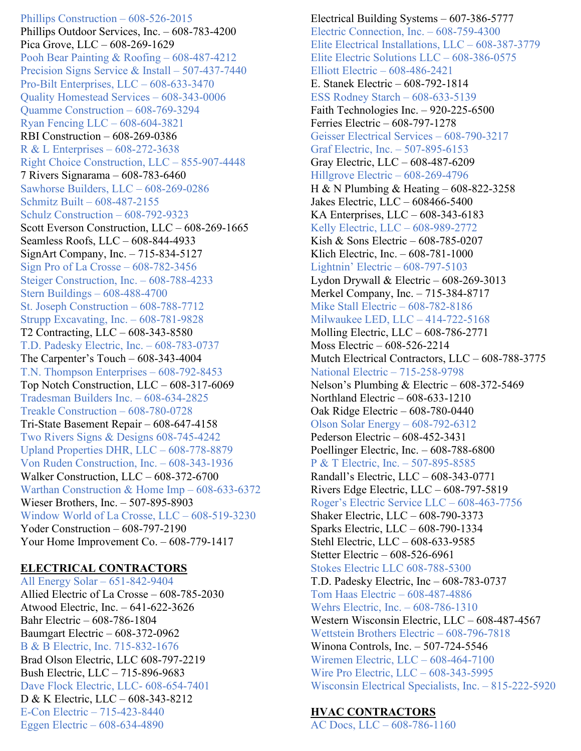Phillips Construction – 608-526-2015
Phillips Outdoor Services, Inc. – 608-783-4200
Pica Grove, LLC – 608-269-1629
Pooh Bear Painting & Roofing – 608-487-4212
Precision Signs Service & Install – 507-437-7440
Pro-Bilt Enterprises, LLC – 608-633-3470
Quality Homestead Services – 608-343-0006
Quamme Construction – 608-769-3294
Ryan Fencing LLC – 608-604-3821
RBI Construction – 608-269-0386
R & L Enterprises – 608-272-3638
Right Choice Construction, LLC – 855-907-4448
7 Rivers Signarama – 608-783-6460
Sawhorse Builders, LLC – 608-269-0286
Schmitz Built – 608-487-2155
Schulz Construction – 608-792-9323
Scott Everson Construction, LLC – 608-269-1665
Seamless Roofs, LLC – 608-844-4933
SignArt Company, Inc. – 715-834-5127
Sign Pro of La Crosse – 608-782-3456
Steiger Construction, Inc. – 608-788-4233
Stern Buildings – 608-488-4700
St. Joseph Construction – 608-788-7712
Strupp Excavating, Inc. – 608-781-9828
T2 Contracting, LLC – 608-343-8580
T.D. Padesky Electric, Inc. – 608-783-0737
The Carpenter's Touch – 608-343-4004
T.N. Thompson Enterprises – 608-792-8453
Top Notch Construction, LLC – 608-317-6069
Tradesman Builders Inc. – 608-634-2825
Treakle Construction – 608-780-0728
Tri-State Basement Repair – 608-647-4158
Two Rivers Signs & Designs 608-745-4242
Upland Properties DHR, LLC – 608-778-8879
Von Ruden Construction, Inc. – 608-343-1936
Walker Construction, LLC – 608-372-6700
Warthan Construction & Home Imp – 608-633-6372
Wieser Brothers, Inc. – 507-895-8903
Window World of La Crosse, LLC – 608-519-3230
Yoder Construction – 608-797-2190
Your Home Improvement Co. – 608-779-1417

## ELECTRICAL CONTRACTORS

All Energy Solar – 651-842-9404
Allied Electric of La Crosse – 608-785-2030
Atwood Electric, Inc. – 641-622-3626
Bahr Electric – 608-786-1804
Baumgart Electric – 608-372-0962
B & B Electric, Inc. 715-832-1676
Brad Olson Electric, LLC 608-797-2219
Bush Electric, LLC – 715-896-9683
Dave Flock Electric, LLC- 608-654-7401
D & K Electric, LLC – 608-343-8212
E-Con Electric – 715-423-8440
Eggen Electric – 608-634-4890
Electrical Building Systems – 607-386-5777
Electric Connection, Inc. – 608-759-4300
Elite Electrical Installations, LLC – 608-387-3779
Elite Electric Solutions LLC – 608-386-0575
Elliott Electric – 608-486-2421
E. Stanek Electric – 608-792-1814
ESS Rodney Starch – 608-633-5139
Faith Technologies Inc. – 920-225-6500
Ferries Electric – 608-797-1278
Geisser Electrical Services – 608-790-3217
Graf Electric, Inc. – 507-895-6153
Gray Electric, LLC – 608-487-6209
Hillgrove Electric – 608-269-4796
H & N Plumbing & Heating – 608-822-3258
Jakes Electric, LLC – 608466-5400
KA Enterprises, LLC – 608-343-6183
Kelly Electric, LLC – 608-989-2772
Kish & Sons Electric – 608-785-0207
Klich Electric, Inc. – 608-781-1000
Lightnin' Electric – 608-797-5103
Lydon Drywall & Electric – 608-269-3013
Merkel Company, Inc. – 715-384-8717
Mike Stall Electric – 608-782-8186
Milwaukee LED, LLC – 414-722-5168
Molling Electric, LLC – 608-786-2771
Moss Electric – 608-526-2214
Mutch Electrical Contractors, LLC – 608-788-3775
National Electric – 715-258-9798
Nelson's Plumbing & Electric – 608-372-5469
Northland Electric – 608-633-1210
Oak Ridge Electric – 608-780-0440
Olson Solar Energy – 608-792-6312
Pederson Electric – 608-452-3431
Poellinger Electric, Inc. – 608-788-6800
P & T Electric, Inc. – 507-895-8585
Randall's Electric, LLC – 608-343-0771
Rivers Edge Electric, LLC – 608-797-5819
Roger's Electric Service LLC – 608-463-7756
Shaker Electric, LLC – 608-790-3373
Sparks Electric, LLC – 608-790-1334
Stehl Electric, LLC – 608-633-9585
Stetter Electric – 608-526-6961
Stokes Electric LLC 608-788-5300
T.D. Padesky Electric, Inc – 608-783-0737
Tom Haas Electric – 608-487-4886
Wehrs Electric, Inc. – 608-786-1310
Western Wisconsin Electric, LLC – 608-487-4567
Wettstein Brothers Electric – 608-796-7818
Winona Controls, Inc. – 507-724-5546
Wiremen Electric, LLC – 608-464-7100
Wire Pro Electric, LLC – 608-343-5995
Wisconsin Electrical Specialists, Inc. – 815-222-5920

## HVAC CONTRACTORS

AC Docs, LLC – 608-786-1160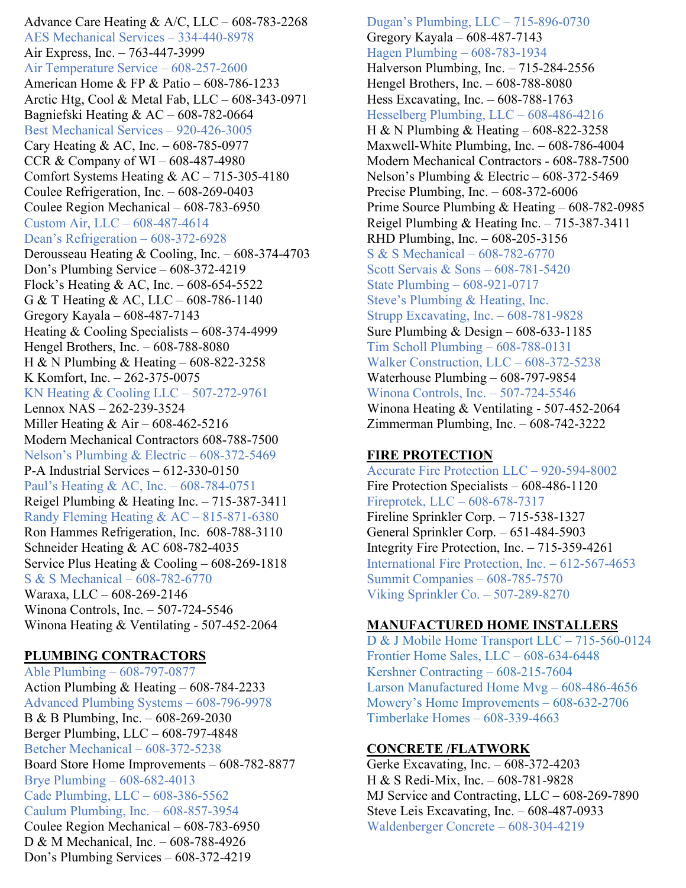Advance Care Heating & A/C, LLC – 608-783-2268
AES Mechanical Services – 334-440-8978
Air Express, Inc. – 763-447-3999
Air Temperature Service – 608-257-2600
American Home & FP & Patio – 608-786-1233
Arctic Htg, Cool & Metal Fab, LLC – 608-343-0971
Bagniefski Heating & AC – 608-782-0664
Best Mechanical Services – 920-426-3005
Cary Heating & AC, Inc. – 608-785-0977
CCR & Company of WI – 608-487-4980
Comfort Systems Heating & AC – 715-305-4180
Coulee Refrigeration, Inc. – 608-269-0403
Coulee Region Mechanical – 608-783-6950
Custom Air, LLC – 608-487-4614
Dean's Refrigeration – 608-372-6928
Derousseau Heating & Cooling, Inc. – 608-374-4703
Don's Plumbing Service – 608-372-4219
Flock's Heating & AC, Inc. – 608-654-5522
G & T Heating & AC, LLC – 608-786-1140
Gregory Kayala – 608-487-7143
Heating & Cooling Specialists – 608-374-4999
Hengel Brothers, Inc. – 608-788-8080
H & N Plumbing & Heating – 608-822-3258
K Komfort, Inc. – 262-375-0075
KN Heating & Cooling LLC – 507-272-9761
Lennox NAS – 262-239-3524
Miller Heating & Air – 608-462-5216
Modern Mechanical Contractors 608-788-7500
Nelson's Plumbing & Electric – 608-372-5469
P-A Industrial Services – 612-330-0150
Paul's Heating & AC, Inc. – 608-784-0751
Reigel Plumbing & Heating Inc. – 715-387-3411
Randy Fleming Heating & AC – 815-871-6380
Ron Hammes Refrigeration, Inc. 608-788-3110
Schneider Heating & AC 608-782-4035
Service Plus Heating & Cooling – 608-269-1818
S & S Mechanical – 608-782-6770
Waraxa, LLC – 608-269-2146
Winona Controls, Inc. – 507-724-5546
Winona Heating & Ventilating - 507-452-2064

**PLUMBING CONTRACTORS**

Able Plumbing – 608-797-0877
Action Plumbing & Heating – 608-784-2233
Advanced Plumbing Systems – 608-796-9978
B & B Plumbing, Inc. – 608-269-2030
Berger Plumbing, LLC – 608-797-4848
Betcher Mechanical – 608-372-5238
Board Store Home Improvements – 608-782-8877
Brye Plumbing – 608-682-4013
Cade Plumbing, LLC – 608-386-5562
Caulum Plumbing, Inc. – 608-857-3954
Coulee Region Mechanical – 608-783-6950
D & M Mechanical, Inc. – 608-788-4926
Don's Plumbing Services – 608-372-4219
Dugan's Plumbing, LLC – 715-896-0730
Gregory Kayala – 608-487-7143
Hagen Plumbing – 608-783-1934
Halverson Plumbing, Inc. – 715-284-2556
Hengel Brothers, Inc. – 608-788-8080
Hess Excavating, Inc. – 608-788-1763
Hesselberg Plumbing, LLC – 608-486-4216
H & N Plumbing & Heating – 608-822-3258
Maxwell-White Plumbing, Inc. – 608-786-4004
Modern Mechanical Contractors - 608-788-7500
Nelson's Plumbing & Electric – 608-372-5469
Precise Plumbing, Inc. – 608-372-6006
Prime Source Plumbing & Heating – 608-782-0985
Reigel Plumbing & Heating Inc. – 715-387-3411
RHD Plumbing, Inc. – 608-205-3156
S & S Mechanical – 608-782-6770
Scott Servais & Sons – 608-781-5420
State Plumbing – 608-921-0717
Steve's Plumbing & Heating, Inc.
Strupp Excavating, Inc. – 608-781-9828
Sure Plumbing & Design – 608-633-1185
Tim Scholl Plumbing – 608-788-0131
Walker Construction, LLC – 608-372-5238
Waterhouse Plumbing – 608-797-9854
Winona Controls, Inc. – 507-724-5546
Winona Heating & Ventilating - 507-452-2064
Zimmerman Plumbing, Inc. – 608-742-3222

**FIRE PROTECTION**

Accurate Fire Protection LLC – 920-594-8002
Fire Protection Specialists – 608-486-1120
Fireprotek, LLC – 608-678-7317
Fireline Sprinkler Corp. – 715-538-1327
General Sprinkler Corp. – 651-484-5903
Integrity Fire Protection, Inc. – 715-359-4261
International Fire Protection, Inc. – 612-567-4653
Summit Companies – 608-785-7570
Viking Sprinkler Co. – 507-289-8270

**MANUFACTURED HOME INSTALLERS**

D & J Mobile Home Transport LLC – 715-560-0124
Frontier Home Sales, LLC – 608-634-6448
Kershner Contracting – 608-215-7604
Larson Manufactured Home Mvg – 608-486-4656
Mowery's Home Improvements – 608-632-2706
Timberlake Homes – 608-339-4663

**CONCRETE /FLATWORK**

Gerke Excavating, Inc. – 608-372-4203
H & S Redi-Mix, Inc. – 608-781-9828
MJ Service and Contracting, LLC – 608-269-7890
Steve Leis Excavating, Inc. – 608-487-0933
Waldenberger Concrete – 608-304-4219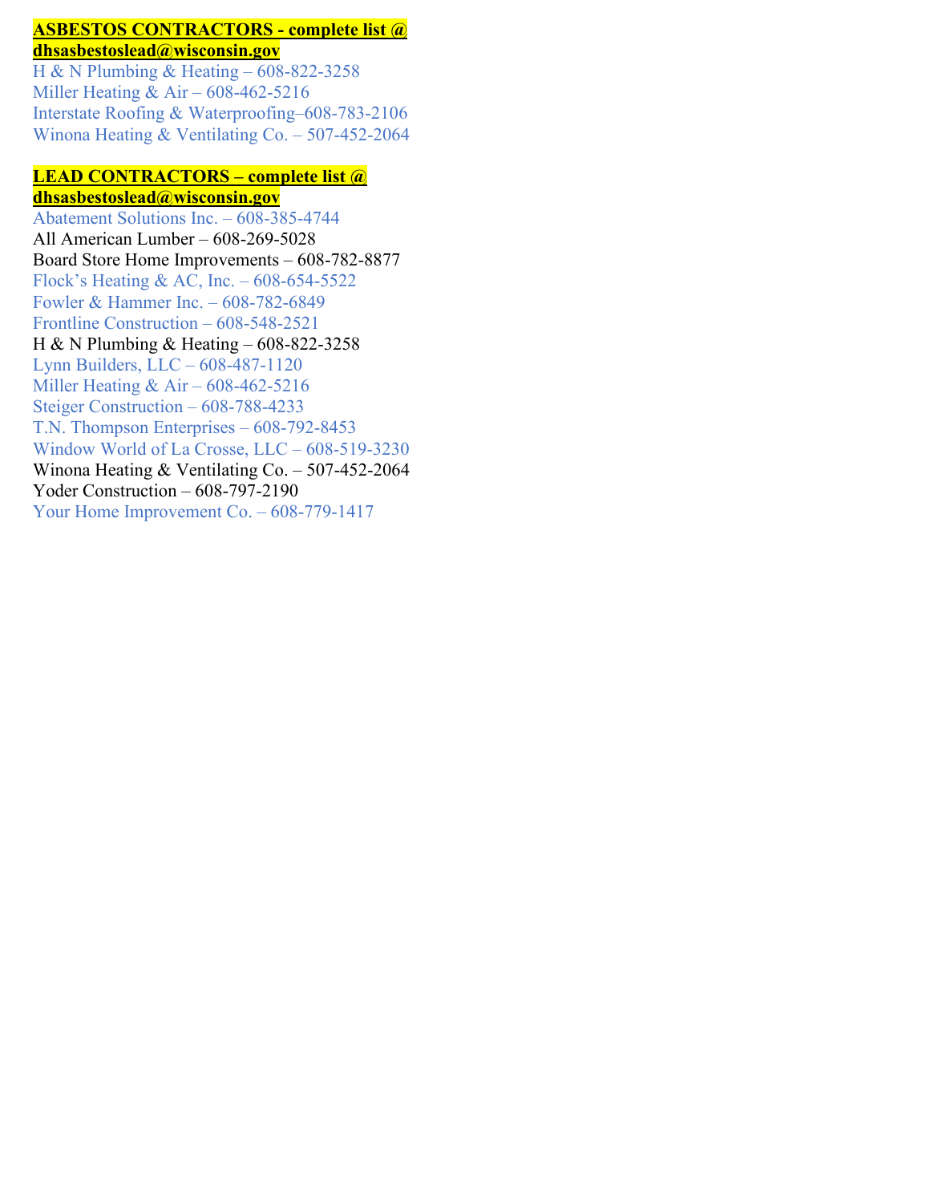**ASBESTOS CONTRACTORS - complete list @ dhsasbestoslead@wisconsin.gov**

H & N Plumbing & Heating – 608-822-3258
Miller Heating & Air – 608-462-5216
Interstate Roofing & Waterproofing–608-783-2106
Winona Heating & Ventilating Co. – 507-452-2064

**LEAD CONTRACTORS – complete list @ dhsasbestoslead@wisconsin.gov**

Abatement Solutions Inc. – 608-385-4744
All American Lumber – 608-269-5028
Board Store Home Improvements – 608-782-8877
Flock's Heating & AC, Inc. – 608-654-5522
Fowler & Hammer Inc. – 608-782-6849
Frontline Construction – 608-548-2521
H & N Plumbing & Heating – 608-822-3258
Lynn Builders, LLC – 608-487-1120
Miller Heating & Air – 608-462-5216
Steiger Construction – 608-788-4233
T.N. Thompson Enterprises – 608-792-8453
Window World of La Crosse, LLC – 608-519-3230
Winona Heating & Ventilating Co. – 507-452-2064
Yoder Construction – 608-797-2190
Your Home Improvement Co. – 608-779-1417